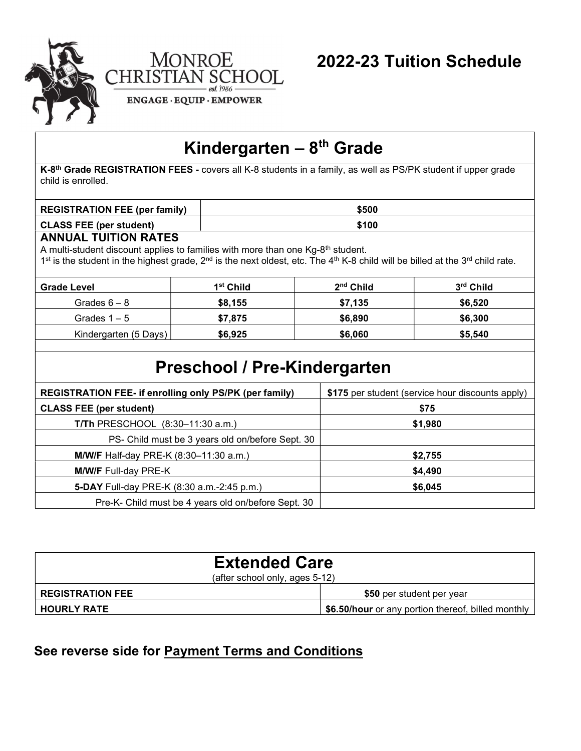# Monroe Christian School

est. 1956

ENGAGE · EQUIP · EMPOWER

# 2022-23 Tuition Schedule

## Kindergarten – 8th Grade

**K-8th Grade REGISTRATION FEES -** covers all K-8 students in a family, as well as PS/PK student if upper grade child is enrolled.

| | |
|---|---|
| **REGISTRATION FEE (per family)** | **$500** |
| **CLASS FEE (per student)** | **$100** |

### ANNUAL TUITION RATES

A multi-student discount applies to families with more than one Kg-8th student.
1st is the student in the highest grade, 2nd is the next oldest, etc. The 4th K-8 child will be billed at the 3rd child rate.

| Grade Level | 1st Child | 2nd Child | 3rd Child |
|---|---|---|---|
| Grades 6 – 8 | **$8,155** | **$7,135** | **$6,520** |
| Grades 1 – 5 | **$7,875** | **$6,890** | **$6,300** |
| Kindergarten (5 Days) | **$6,925** | **$6,060** | **$5,540** |

## Preschool / Pre-Kindergarten

| | |
|---|---|
| **REGISTRATION FEE- if enrolling only PS/PK (per family)** | **$175** per student (service hour discounts apply) |
| **CLASS FEE (per student)** | **$75** |
| **T/Th** PRESCHOOL (8:30–11:30 a.m.) | **$1,980** |
| PS- Child must be 3 years old on/before Sept. 30 | |
| **M/W/F** Half-day PRE-K (8:30–11:30 a.m.) | **$2,755** |
| **M/W/F** Full-day PRE-K | **$4,490** |
| **5-DAY** Full-day PRE-K (8:30 a.m.-2:45 p.m.) | **$6,045** |
| Pre-K- Child must be 4 years old on/before Sept. 30 | |

## Extended Care

(after school only, ages 5-12)

| | |
|---|---|
| **REGISTRATION FEE** | **$50** per student per year |
| **HOURLY RATE** | **$6.50/hour** or any portion thereof, billed monthly |

### See reverse side for Payment Terms and Conditions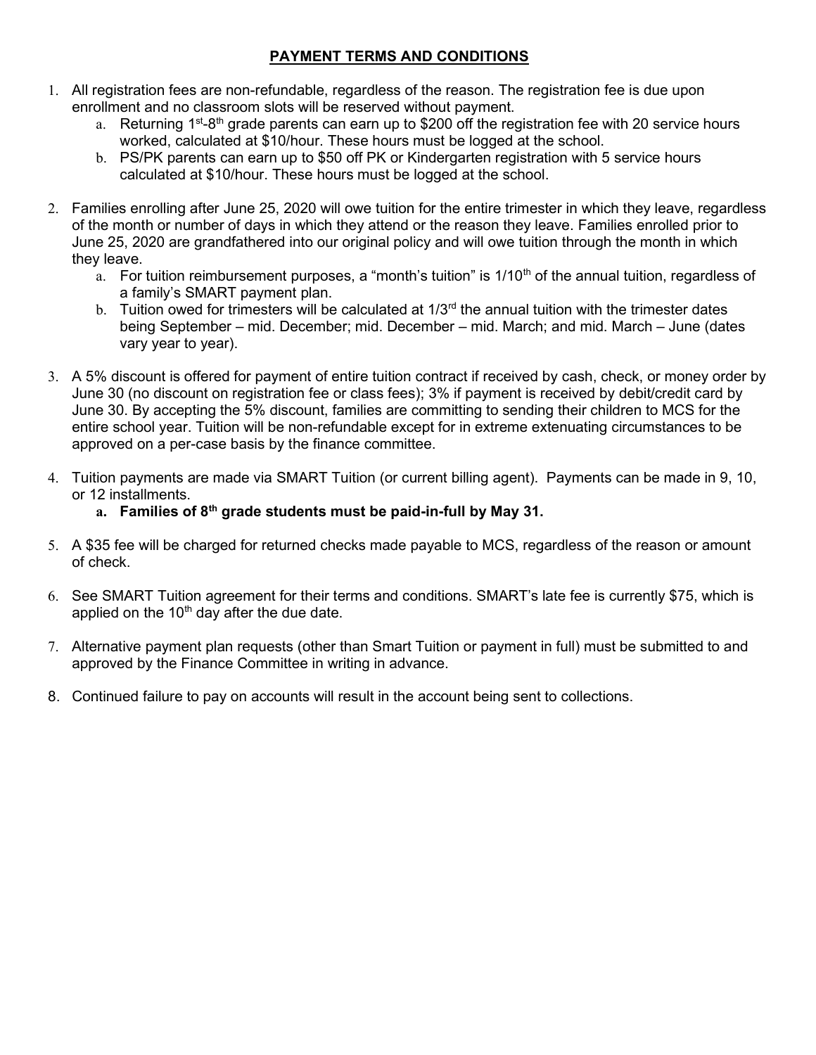## PAYMENT TERMS AND CONDITIONS

1. All registration fees are non-refundable, regardless of the reason. The registration fee is due upon enrollment and no classroom slots will be reserved without payment.
   a. Returning 1st-8th grade parents can earn up to $200 off the registration fee with 20 service hours worked, calculated at $10/hour. These hours must be logged at the school.
   b. PS/PK parents can earn up to $50 off PK or Kindergarten registration with 5 service hours calculated at $10/hour. These hours must be logged at the school.

2. Families enrolling after June 25, 2020 will owe tuition for the entire trimester in which they leave, regardless of the month or number of days in which they attend or the reason they leave. Families enrolled prior to June 25, 2020 are grandfathered into our original policy and will owe tuition through the month in which they leave.
   a. For tuition reimbursement purposes, a "month's tuition" is 1/10th of the annual tuition, regardless of a family's SMART payment plan.
   b. Tuition owed for trimesters will be calculated at 1/3rd the annual tuition with the trimester dates being September – mid. December; mid. December – mid. March; and mid. March – June (dates vary year to year).

3. A 5% discount is offered for payment of entire tuition contract if received by cash, check, or money order by June 30 (no discount on registration fee or class fees); 3% if payment is received by debit/credit card by June 30. By accepting the 5% discount, families are committing to sending their children to MCS for the entire school year. Tuition will be non-refundable except for in extreme extenuating circumstances to be approved on a per-case basis by the finance committee.

4. Tuition payments are made via SMART Tuition (or current billing agent). Payments can be made in 9, 10, or 12 installments.
   a. **Families of 8th grade students must be paid-in-full by May 31.**

5. A $35 fee will be charged for returned checks made payable to MCS, regardless of the reason or amount of check.

6. See SMART Tuition agreement for their terms and conditions. SMART's late fee is currently $75, which is applied on the 10th day after the due date.

7. Alternative payment plan requests (other than Smart Tuition or payment in full) must be submitted to and approved by the Finance Committee in writing in advance.

8. Continued failure to pay on accounts will result in the account being sent to collections.